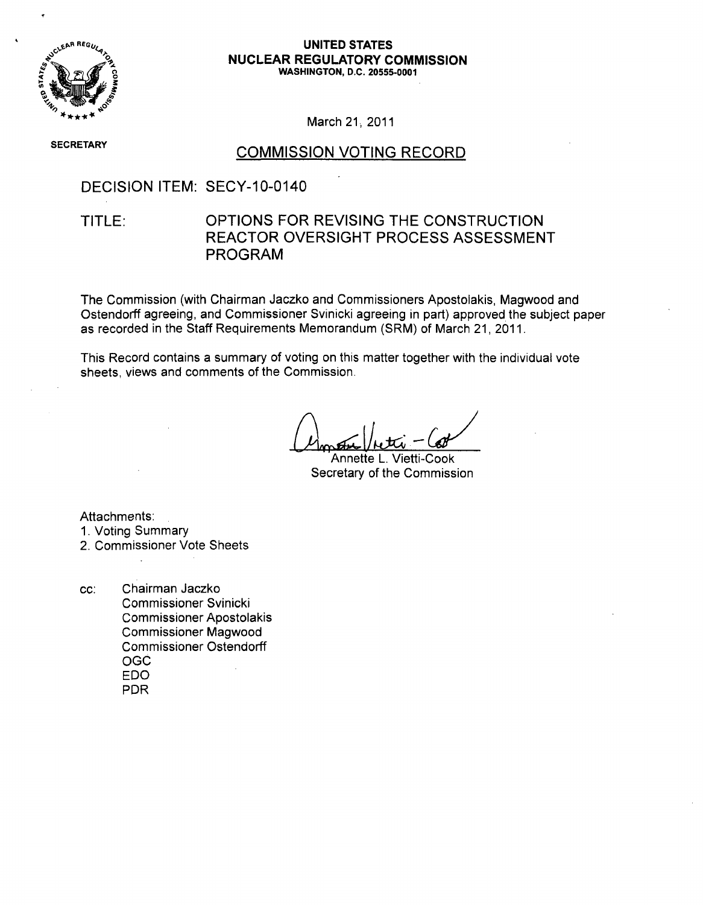**UNITED STATES**
**NUCLEAR REGULATORY COMMISSION**
**WASHINGTON, D.C. 20555-0001**

March 21, 2011

**SECRETARY**

## COMMISSION VOTING RECORD

DECISION ITEM: SECY-10-0140

TITLE: OPTIONS FOR REVISING THE CONSTRUCTION REACTOR OVERSIGHT PROCESS ASSESSMENT PROGRAM

The Commission (with Chairman Jaczko and Commissioners Apostolakis, Magwood and Ostendorff agreeing, and Commissioner Svinicki agreeing in part) approved the subject paper as recorded in the Staff Requirements Memorandum (SRM) of March 21, 2011.

This Record contains a summary of voting on this matter together with the individual vote sheets, views and comments of the Commission.

Annette L. Vietti-Cook
Secretary of the Commission

Attachments:
1. Voting Summary
2. Commissioner Vote Sheets

cc: Chairman Jaczko
Commissioner Svinicki
Commissioner Apostolakis
Commissioner Magwood
Commissioner Ostendorff
OGC
EDO
PDR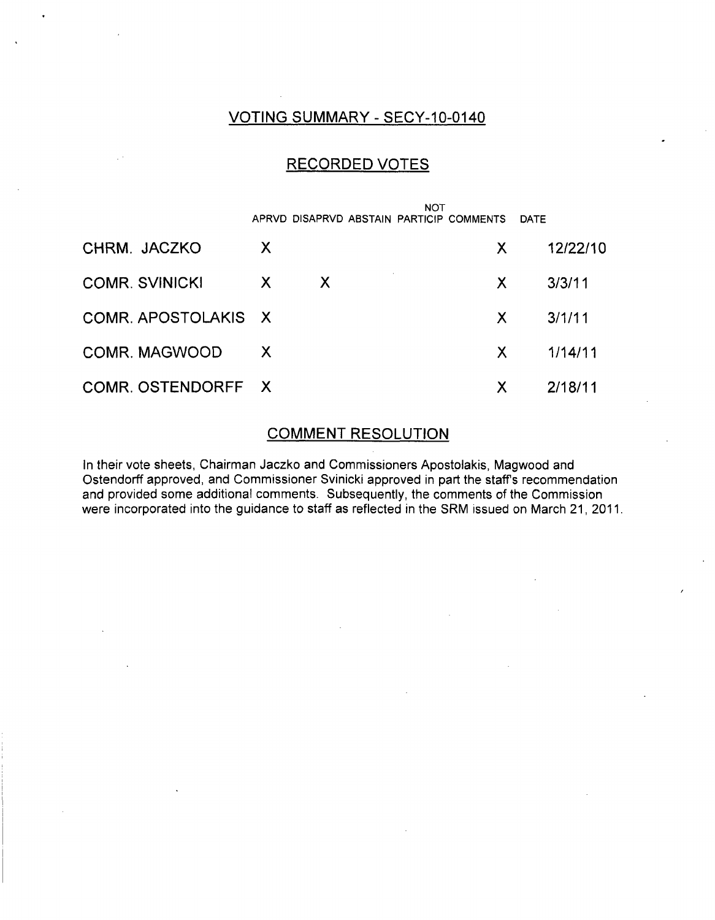## VOTING SUMMARY - SECY-10-0140

## RECORDED VOTES

| | APRVD | DISAPRVD | ABSTAIN | NOT PARTICIP | COMMENTS | DATE |
|---|---|---|---|---|---|---|
| CHRM. JACZKO | X | | | | X | 12/22/10 |
| COMR. SVINICKI | X | X | | | X | 3/3/11 |
| COMR. APOSTOLAKIS | X | | | | X | 3/1/11 |
| COMR. MAGWOOD | X | | | | X | 1/14/11 |
| COMR. OSTENDORFF | X | | | | X | 2/18/11 |

## COMMENT RESOLUTION

In their vote sheets, Chairman Jaczko and Commissioners Apostolakis, Magwood and Ostendorff approved, and Commissioner Svinicki approved in part the staff's recommendation and provided some additional comments. Subsequently, the comments of the Commission were incorporated into the guidance to staff as reflected in the SRM issued on March 21, 2011.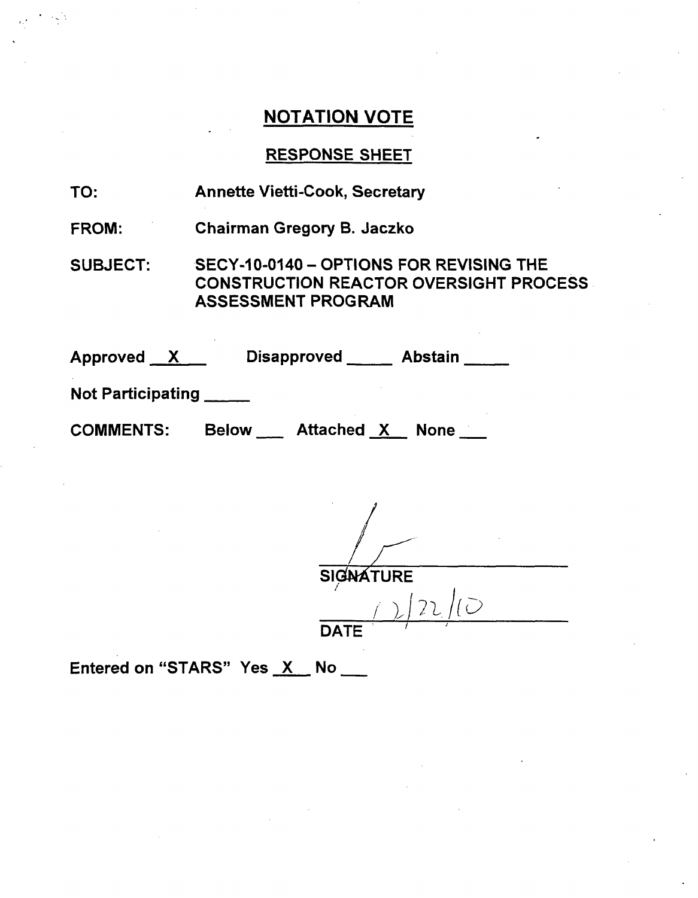## NOTATION VOTE

### RESPONSE SHEET

TO: Annette Vietti-Cook, Secretary

FROM: Chairman Gregory B. Jaczko

SUBJECT: SECY-10-0140 – OPTIONS FOR REVISING THE CONSTRUCTION REACTOR OVERSIGHT PROCESS ASSESSMENT PROGRAM

Approved __X__ Disapproved _____ Abstain _____

Not Participating _____

COMMENTS: Below ___ Attached _X_ None ___

SIGNATURE

12/22/10

DATE

Entered on "STARS" Yes _X_ No ___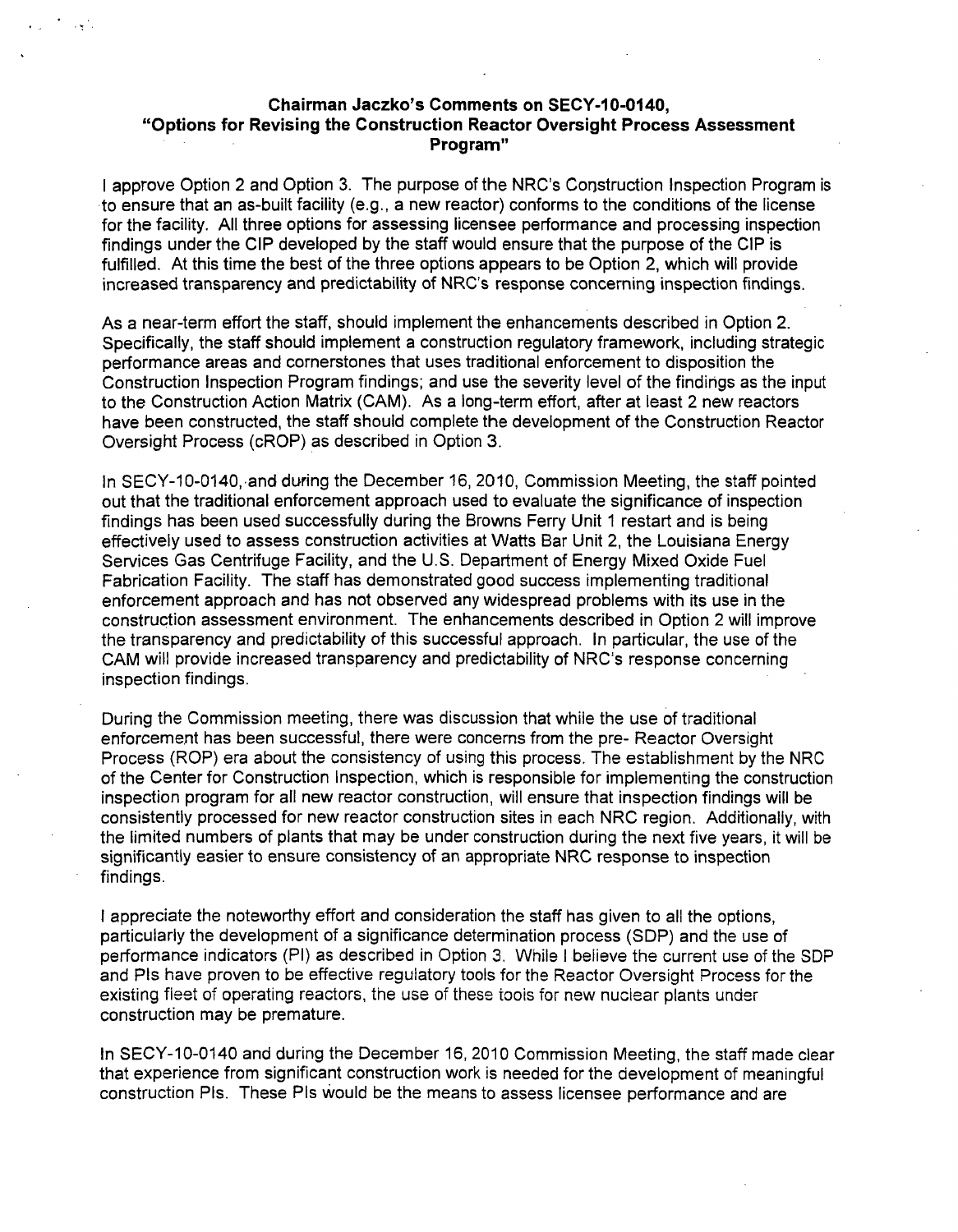**Chairman Jaczko's Comments on SECY-10-0140, "Options for Revising the Construction Reactor Oversight Process Assessment Program"**

I approve Option 2 and Option 3. The purpose of the NRC's Construction Inspection Program is to ensure that an as-built facility (e.g., a new reactor) conforms to the conditions of the license for the facility. All three options for assessing licensee performance and processing inspection findings under the CIP developed by the staff would ensure that the purpose of the CIP is fulfilled. At this time the best of the three options appears to be Option 2, which will provide increased transparency and predictability of NRC's response concerning inspection findings.

As a near-term effort the staff, should implement the enhancements described in Option 2. Specifically, the staff should implement a construction regulatory framework, including strategic performance areas and cornerstones that uses traditional enforcement to disposition the Construction Inspection Program findings; and use the severity level of the findings as the input to the Construction Action Matrix (CAM). As a long-term effort, after at least 2 new reactors have been constructed, the staff should complete the development of the Construction Reactor Oversight Process (cROP) as described in Option 3.

In SECY-10-0140, and during the December 16, 2010, Commission Meeting, the staff pointed out that the traditional enforcement approach used to evaluate the significance of inspection findings has been used successfully during the Browns Ferry Unit 1 restart and is being effectively used to assess construction activities at Watts Bar Unit 2, the Louisiana Energy Services Gas Centrifuge Facility, and the U.S. Department of Energy Mixed Oxide Fuel Fabrication Facility. The staff has demonstrated good success implementing traditional enforcement approach and has not observed any widespread problems with its use in the construction assessment environment. The enhancements described in Option 2 will improve the transparency and predictability of this successful approach. In particular, the use of the CAM will provide increased transparency and predictability of NRC's response concerning inspection findings.

During the Commission meeting, there was discussion that while the use of traditional enforcement has been successful, there were concerns from the pre- Reactor Oversight Process (ROP) era about the consistency of using this process. The establishment by the NRC of the Center for Construction Inspection, which is responsible for implementing the construction inspection program for all new reactor construction, will ensure that inspection findings will be consistently processed for new reactor construction sites in each NRC region. Additionally, with the limited numbers of plants that may be under construction during the next five years, it will be significantly easier to ensure consistency of an appropriate NRC response to inspection findings.

I appreciate the noteworthy effort and consideration the staff has given to all the options, particularly the development of a significance determination process (SDP) and the use of performance indicators (PI) as described in Option 3. While I believe the current use of the SDP and PIs have proven to be effective regulatory tools for the Reactor Oversight Process for the existing fleet of operating reactors, the use of these tools for new nuclear plants under construction may be premature.

In SECY-10-0140 and during the December 16, 2010 Commission Meeting, the staff made clear that experience from significant construction work is needed for the development of meaningful construction PIs. These PIs would be the means to assess licensee performance and are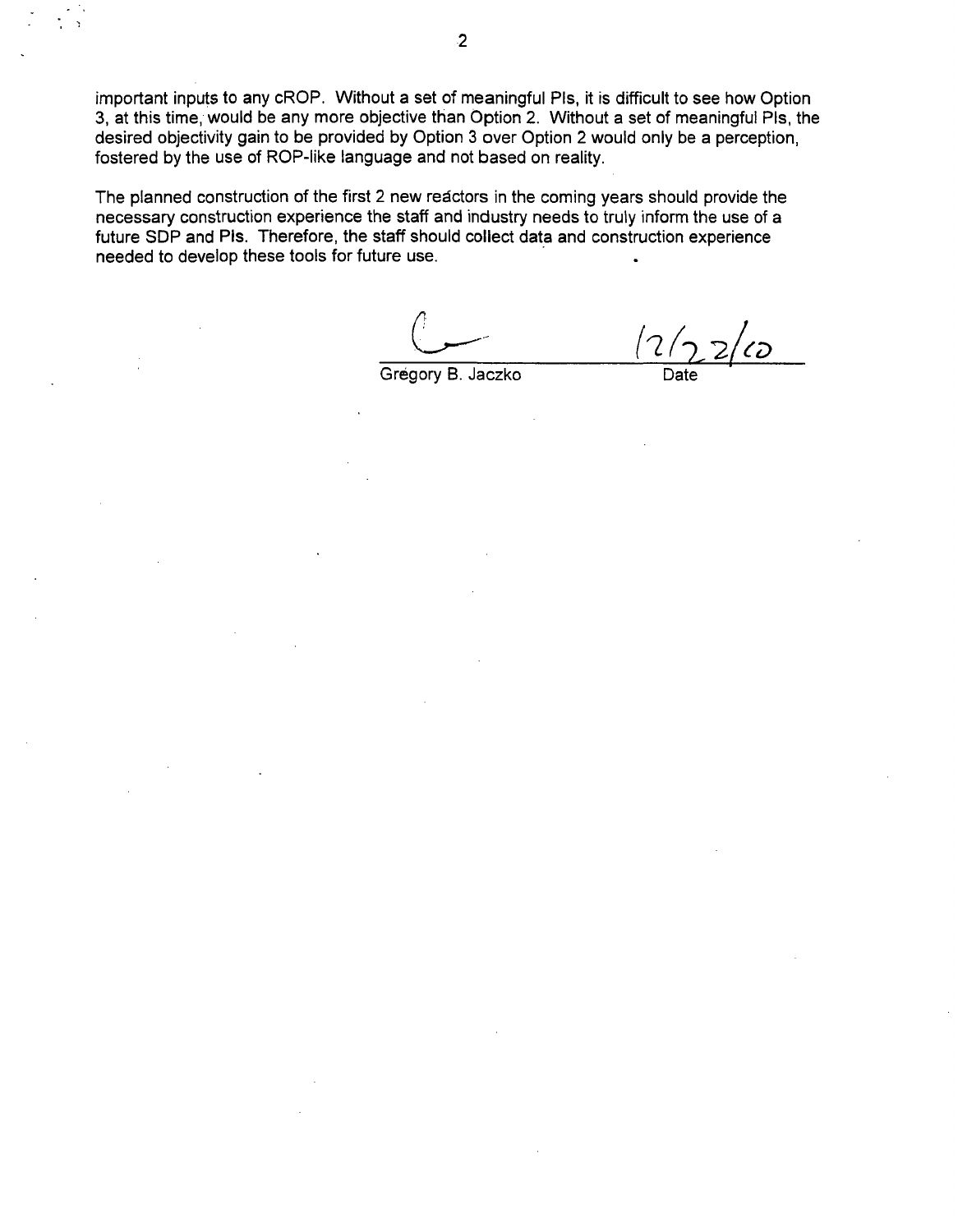important inputs to any cROP. Without a set of meaningful PIs, it is difficult to see how Option 3, at this time, would be any more objective than Option 2. Without a set of meaningful PIs, the desired objectivity gain to be provided by Option 3 over Option 2 would only be a perception, fostered by the use of ROP-like language and not based on reality.

The planned construction of the first 2 new reactors in the coming years should provide the necessary construction experience the staff and industry needs to truly inform the use of a future SDP and PIs. Therefore, the staff should collect data and construction experience needed to develop these tools for future use.

Gregory B. Jaczko　　　　12/22/10

Date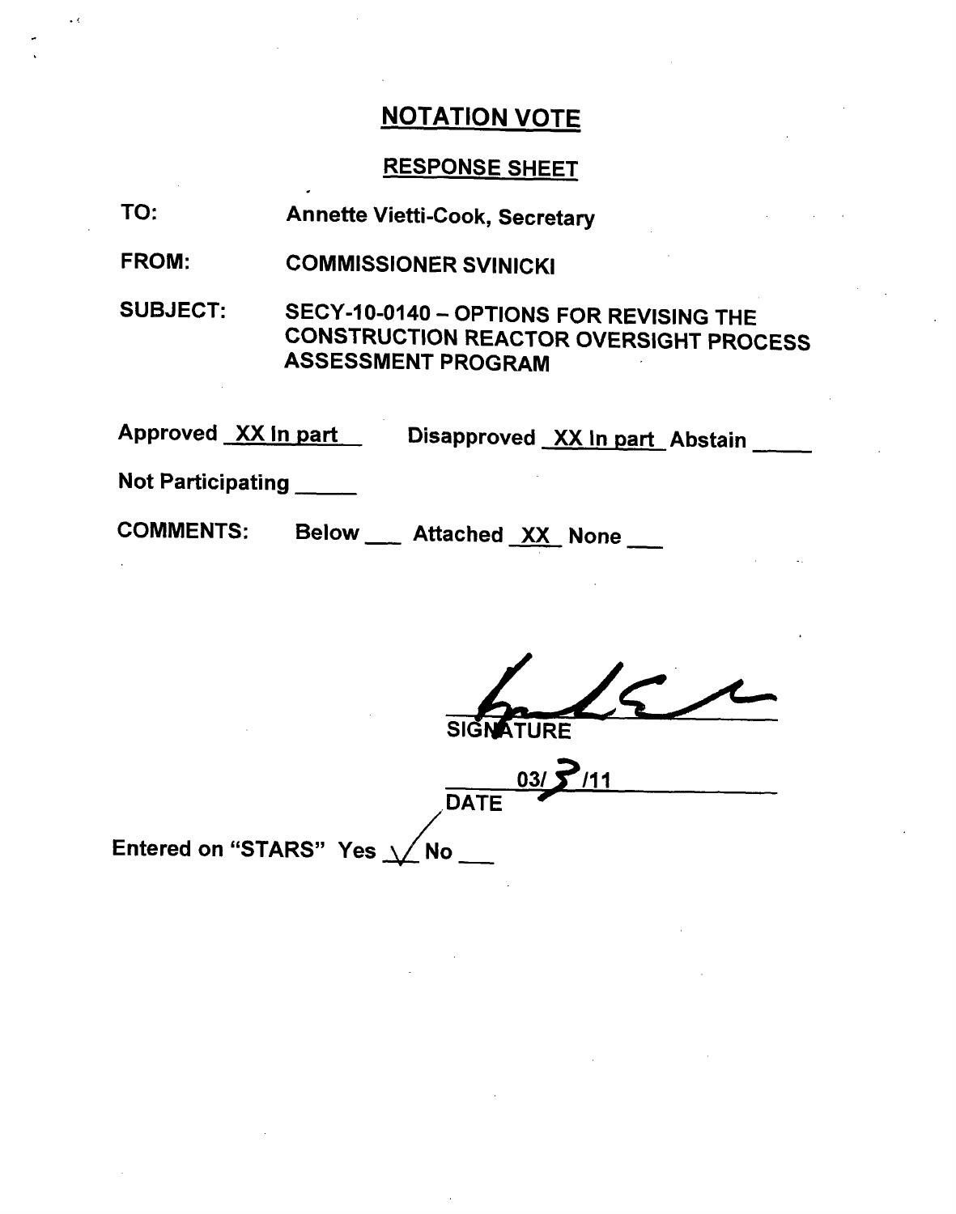# NOTATION VOTE

## RESPONSE SHEET

**TO:** Annette Vietti-Cook, Secretary

**FROM:** COMMISSIONER SVINICKI

**SUBJECT:** SECY-10-0140 – OPTIONS FOR REVISING THE CONSTRUCTION REACTOR OVERSIGHT PROCESS ASSESSMENT PROGRAM

Approved XX In part    Disapproved XX In part    Abstain ____

Not Participating ____

COMMENTS:    Below ___    Attached XX    None ___

SIGNATURE

03/3/11
DATE

Entered on "STARS" Yes ✓ No ___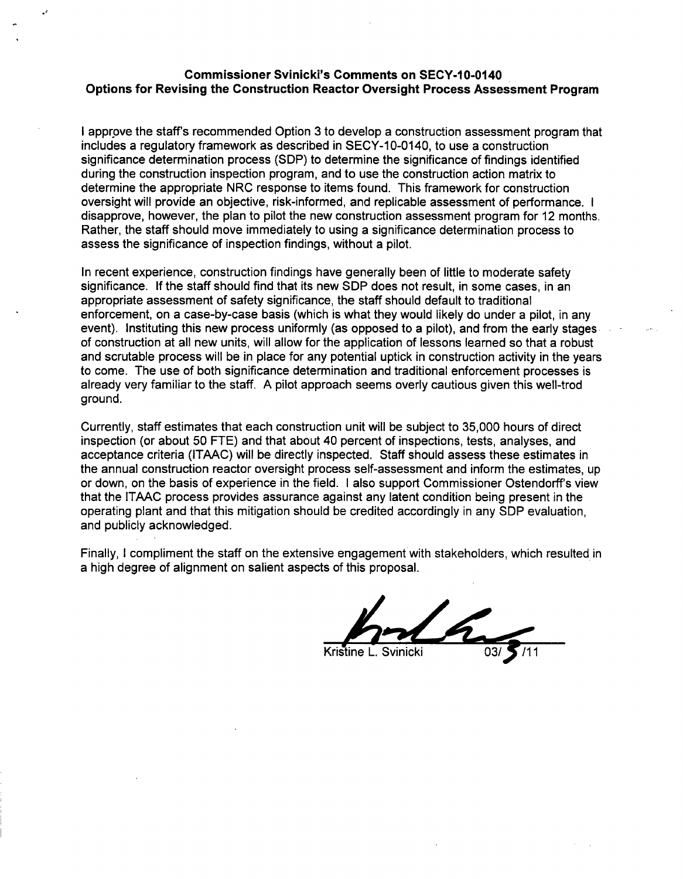**Commissioner Svinicki's Comments on SECY-10-0140**
**Options for Revising the Construction Reactor Oversight Process Assessment Program**

I approve the staff's recommended Option 3 to develop a construction assessment program that includes a regulatory framework as described in SECY-10-0140, to use a construction significance determination process (SDP) to determine the significance of findings identified during the construction inspection program, and to use the construction action matrix to determine the appropriate NRC response to items found. This framework for construction oversight will provide an objective, risk-informed, and replicable assessment of performance. I disapprove, however, the plan to pilot the new construction assessment program for 12 months. Rather, the staff should move immediately to using a significance determination process to assess the significance of inspection findings, without a pilot.

In recent experience, construction findings have generally been of little to moderate safety significance. If the staff should find that its new SDP does not result, in some cases, in an appropriate assessment of safety significance, the staff should default to traditional enforcement, on a case-by-case basis (which is what they would likely do under a pilot, in any event). Instituting this new process uniformly (as opposed to a pilot), and from the early stages of construction at all new units, will allow for the application of lessons learned so that a robust and scrutable process will be in place for any potential uptick in construction activity in the years to come. The use of both significance determination and traditional enforcement processes is already very familiar to the staff. A pilot approach seems overly cautious given this well-trod ground.

Currently, staff estimates that each construction unit will be subject to 35,000 hours of direct inspection (or about 50 FTE) and that about 40 percent of inspections, tests, analyses, and acceptance criteria (ITAAC) will be directly inspected. Staff should assess these estimates in the annual construction reactor oversight process self-assessment and inform the estimates, up or down, on the basis of experience in the field. I also support Commissioner Ostendorff's view that the ITAAC process provides assurance against any latent condition being present in the operating plant and that this mitigation should be credited accordingly in any SDP evaluation, and publicly acknowledged.

Finally, I compliment the staff on the extensive engagement with stakeholders, which resulted in a high degree of alignment on salient aspects of this proposal.

Kristine L. Svinicki 03/ 3 /11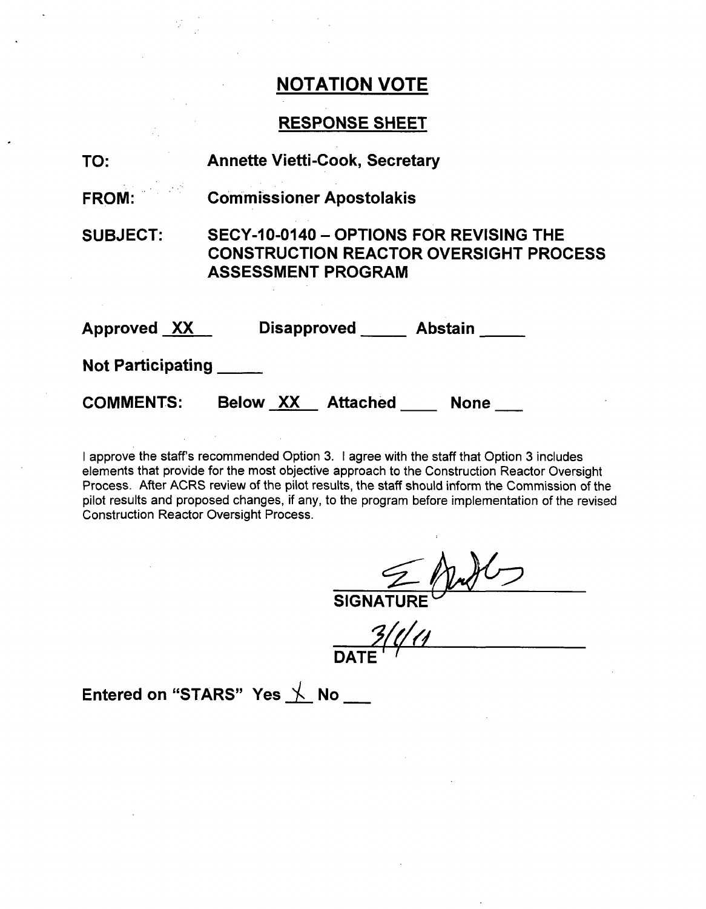## NOTATION VOTE

## RESPONSE SHEET

**TO:** Annette Vietti-Cook, Secretary

**FROM:** Commissioner Apostolakis

**SUBJECT:** SECY-10-0140 – OPTIONS FOR REVISING THE CONSTRUCTION REACTOR OVERSIGHT PROCESS ASSESSMENT PROGRAM

**Approved** XX **Disapproved** \_\_\_\_\_ **Abstain** \_\_\_\_\_

**Not Participating** \_\_\_\_\_

**COMMENTS:** Below XX Attached \_\_\_\_ None \_\_\_

I approve the staff's recommended Option 3. I agree with the staff that Option 3 includes elements that provide for the most objective approach to the Construction Reactor Oversight Process. After ACRS review of the pilot results, the staff should inform the Commission of the pilot results and proposed changes, if any, to the program before implementation of the revised Construction Reactor Oversight Process.

SIGNATURE

3/1/11

DATE

**Entered on "STARS"** Yes X No \_\_\_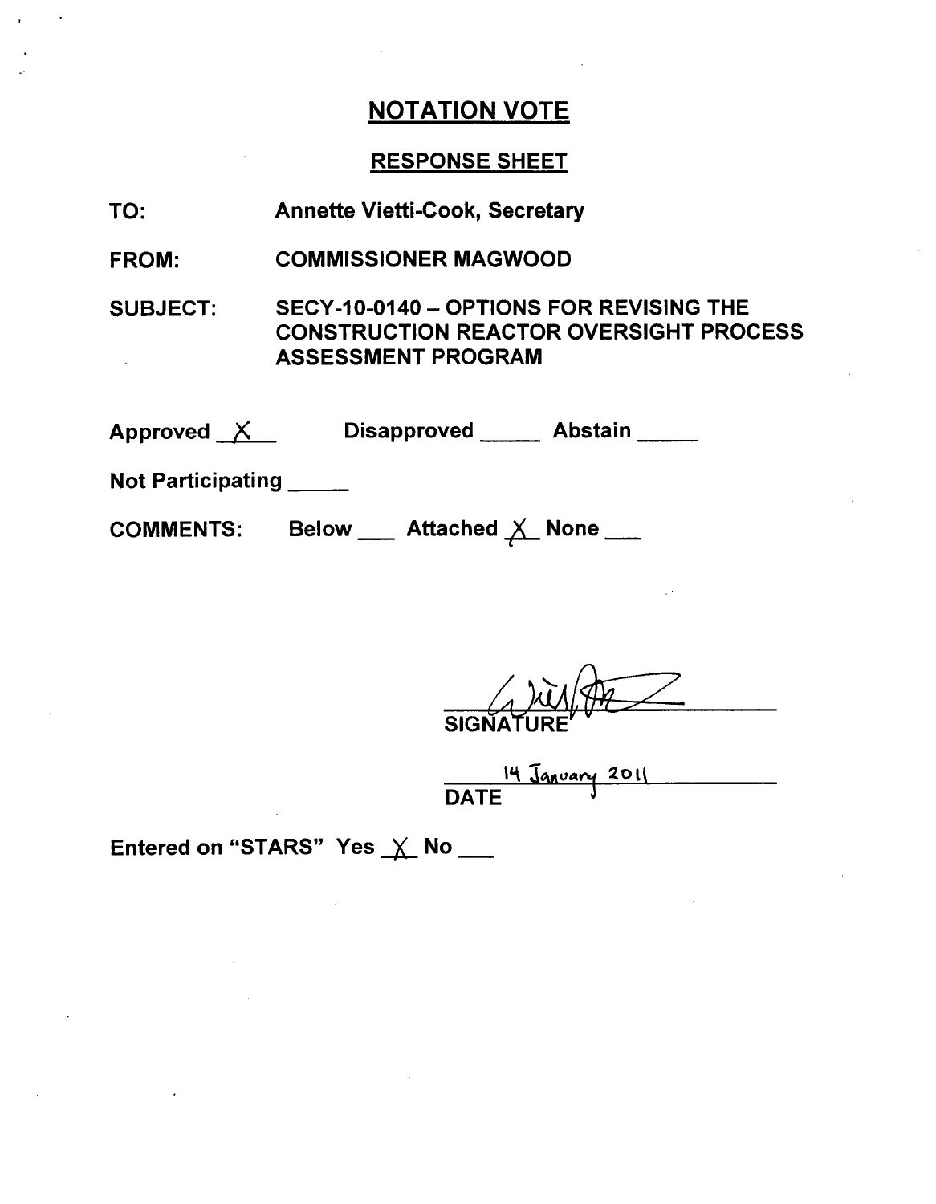# NOTATION VOTE

## RESPONSE SHEET

**TO:** Annette Vietti-Cook, Secretary

**FROM:** COMMISSIONER MAGWOOD

**SUBJECT:** SECY-10-0140 – OPTIONS FOR REVISING THE CONSTRUCTION REACTOR OVERSIGHT PROCESS ASSESSMENT PROGRAM

Approved X    Disapproved ____ Abstain ____

Not Participating ____

COMMENTS: Below ___ Attached X None ___

SIGNATURE

14 January 2011
DATE

Entered on "STARS" Yes X No ___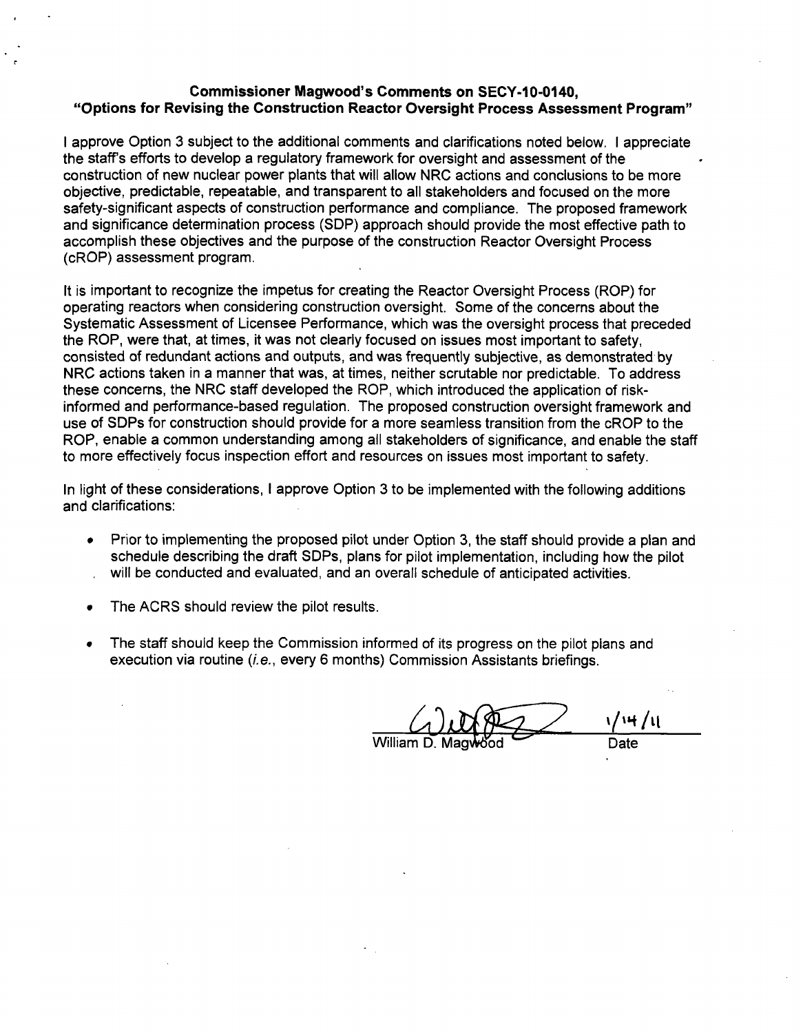**Commissioner Magwood's Comments on SECY-10-0140, "Options for Revising the Construction Reactor Oversight Process Assessment Program"**

I approve Option 3 subject to the additional comments and clarifications noted below. I appreciate the staff's efforts to develop a regulatory framework for oversight and assessment of the construction of new nuclear power plants that will allow NRC actions and conclusions to be more objective, predictable, repeatable, and transparent to all stakeholders and focused on the more safety-significant aspects of construction performance and compliance. The proposed framework and significance determination process (SDP) approach should provide the most effective path to accomplish these objectives and the purpose of the construction Reactor Oversight Process (cROP) assessment program.

It is important to recognize the impetus for creating the Reactor Oversight Process (ROP) for operating reactors when considering construction oversight. Some of the concerns about the Systematic Assessment of Licensee Performance, which was the oversight process that preceded the ROP, were that, at times, it was not clearly focused on issues most important to safety, consisted of redundant actions and outputs, and was frequently subjective, as demonstrated by NRC actions taken in a manner that was, at times, neither scrutable nor predictable. To address these concerns, the NRC staff developed the ROP, which introduced the application of risk-informed and performance-based regulation. The proposed construction oversight framework and use of SDPs for construction should provide for a more seamless transition from the cROP to the ROP, enable a common understanding among all stakeholders of significance, and enable the staff to more effectively focus inspection effort and resources on issues most important to safety.

In light of these considerations, I approve Option 3 to be implemented with the following additions and clarifications:

- Prior to implementing the proposed pilot under Option 3, the staff should provide a plan and schedule describing the draft SDPs, plans for pilot implementation, including how the pilot will be conducted and evaluated, and an overall schedule of anticipated activities.
- The ACRS should review the pilot results.
- The staff should keep the Commission informed of its progress on the pilot plans and execution via routine (*i.e.*, every 6 months) Commission Assistants briefings.

William D. Magwood — Date: 1/14/11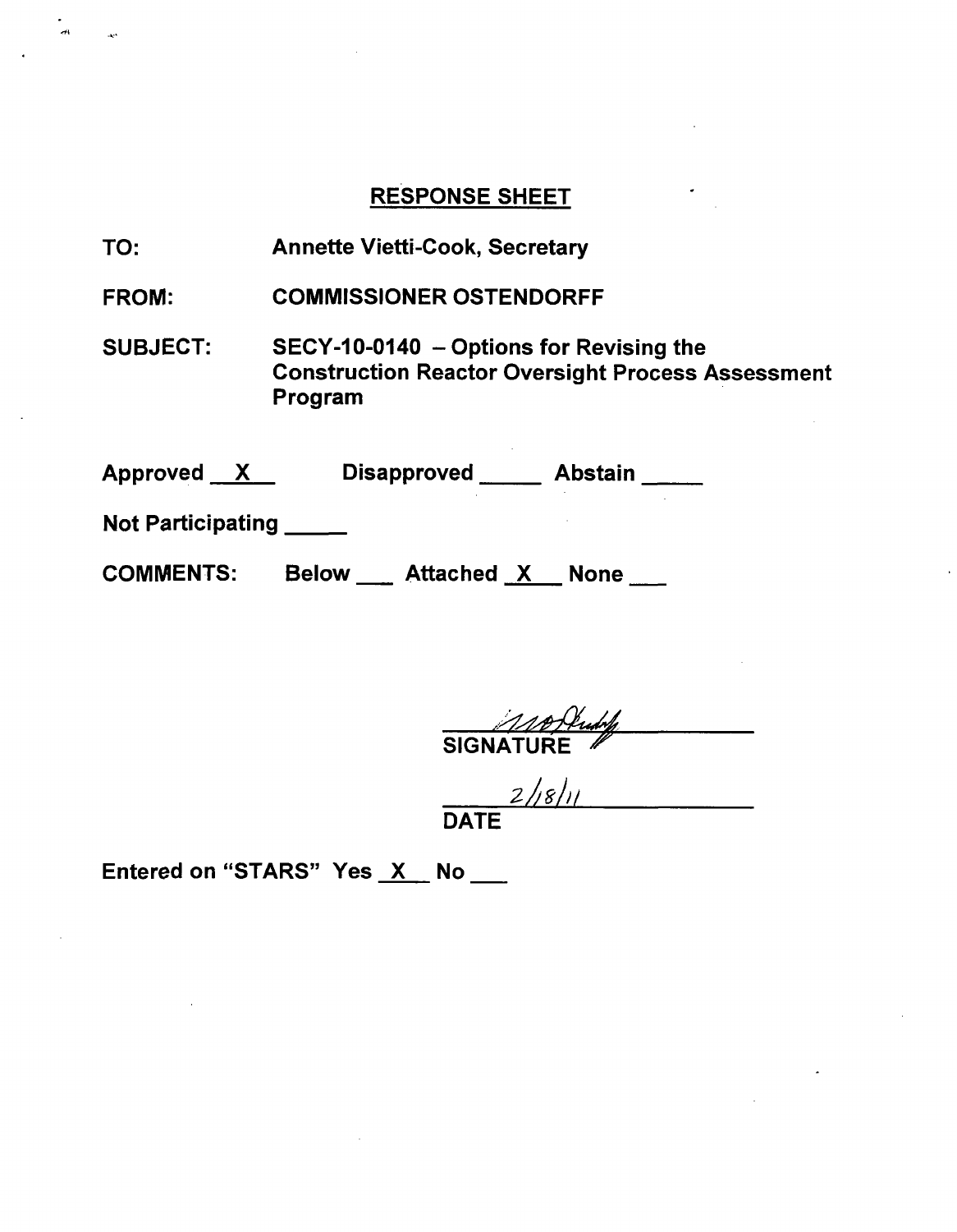## RESPONSE SHEET

TO: Annette Vietti-Cook, Secretary

FROM: COMMISSIONER OSTENDORFF

SUBJECT: SECY-10-0140 – Options for Revising the Construction Reactor Oversight Process Assessment Program

Approved __X__ Disapproved _____ Abstain _____

Not Participating _____

COMMENTS: Below ___ Attached __X__ None ___

SIGNATURE

2/18/11

DATE

Entered on "STARS" Yes __X__ No ___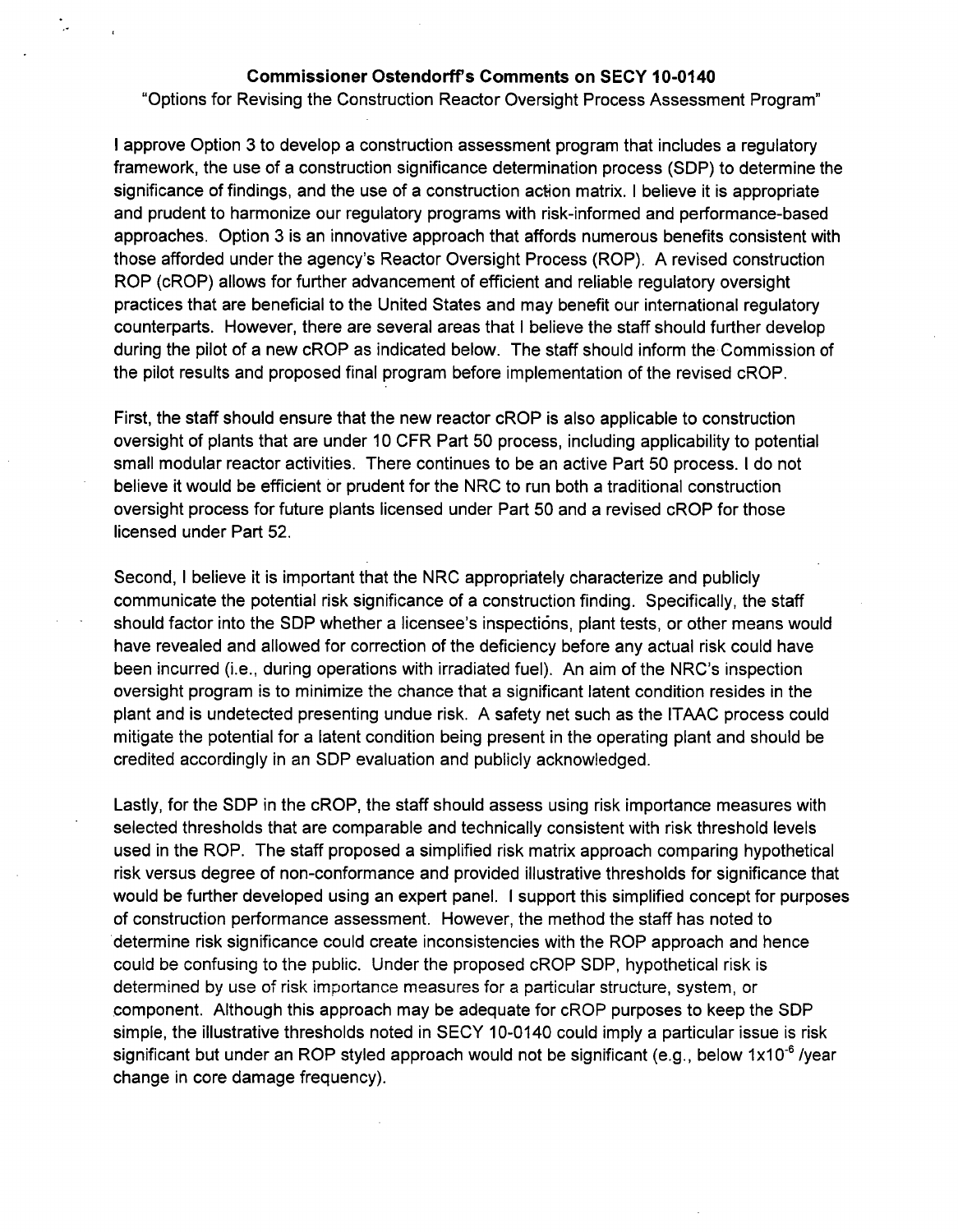**Commissioner Ostendorff's Comments on SECY 10-0140**

"Options for Revising the Construction Reactor Oversight Process Assessment Program"

I approve Option 3 to develop a construction assessment program that includes a regulatory framework, the use of a construction significance determination process (SDP) to determine the significance of findings, and the use of a construction action matrix. I believe it is appropriate and prudent to harmonize our regulatory programs with risk-informed and performance-based approaches. Option 3 is an innovative approach that affords numerous benefits consistent with those afforded under the agency's Reactor Oversight Process (ROP). A revised construction ROP (cROP) allows for further advancement of efficient and reliable regulatory oversight practices that are beneficial to the United States and may benefit our international regulatory counterparts. However, there are several areas that I believe the staff should further develop during the pilot of a new cROP as indicated below. The staff should inform the Commission of the pilot results and proposed final program before implementation of the revised cROP.

First, the staff should ensure that the new reactor cROP is also applicable to construction oversight of plants that are under 10 CFR Part 50 process, including applicability to potential small modular reactor activities. There continues to be an active Part 50 process. I do not believe it would be efficient or prudent for the NRC to run both a traditional construction oversight process for future plants licensed under Part 50 and a revised cROP for those licensed under Part 52.

Second, I believe it is important that the NRC appropriately characterize and publicly communicate the potential risk significance of a construction finding. Specifically, the staff should factor into the SDP whether a licensee's inspections, plant tests, or other means would have revealed and allowed for correction of the deficiency before any actual risk could have been incurred (i.e., during operations with irradiated fuel). An aim of the NRC's inspection oversight program is to minimize the chance that a significant latent condition resides in the plant and is undetected presenting undue risk. A safety net such as the ITAAC process could mitigate the potential for a latent condition being present in the operating plant and should be credited accordingly in an SDP evaluation and publicly acknowledged.

Lastly, for the SDP in the cROP, the staff should assess using risk importance measures with selected thresholds that are comparable and technically consistent with risk threshold levels used in the ROP. The staff proposed a simplified risk matrix approach comparing hypothetical risk versus degree of non-conformance and provided illustrative thresholds for significance that would be further developed using an expert panel. I support this simplified concept for purposes of construction performance assessment. However, the method the staff has noted to determine risk significance could create inconsistencies with the ROP approach and hence could be confusing to the public. Under the proposed cROP SDP, hypothetical risk is determined by use of risk importance measures for a particular structure, system, or component. Although this approach may be adequate for cROP purposes to keep the SDP simple, the illustrative thresholds noted in SECY 10-0140 could imply a particular issue is risk significant but under an ROP styled approach would not be significant (e.g., below $1\times10^{-6}$ /year change in core damage frequency).